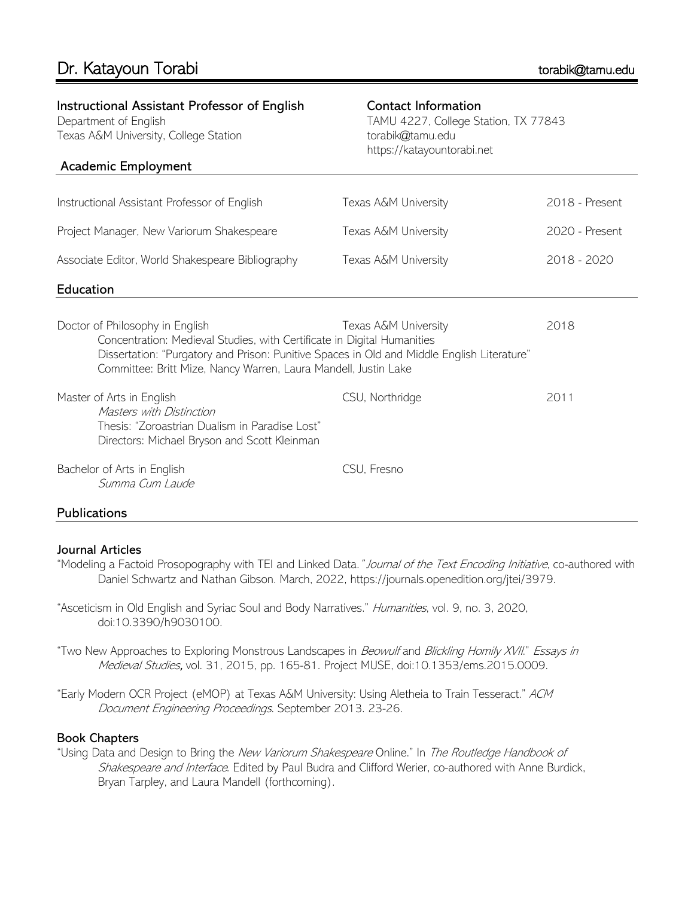# Dr. Katayoun Torabi

torabik@tamu.edu

**Instructional Assistant Professor of English**
Department of English
Texas A&M University, College Station

**Contact Information**
TAMU 4227, College Station, TX 77843
torabik@tamu.edu
https://katayountorabi.net

## Academic Employment

| | | |
|---|---|---|
| Instructional Assistant Professor of English | Texas A&M University | 2018 - Present |
| Project Manager, New Variorum Shakespeare | Texas A&M University | 2020 - Present |
| Associate Editor, World Shakespeare Bibliography | Texas A&M University | 2018 - 2020 |

## Education

Doctor of Philosophy in English — Texas A&M University — 2018
 Concentration: Medieval Studies, with Certificate in Digital Humanities
 Dissertation: "Purgatory and Prison: Punitive Spaces in Old and Middle English Literature"
 Committee: Britt Mize, Nancy Warren, Laura Mandell, Justin Lake

Master of Arts in English — CSU, Northridge — 2011
 *Masters with Distinction*
 Thesis: "Zoroastrian Dualism in Paradise Lost"
 Directors: Michael Bryson and Scott Kleinman

Bachelor of Arts in English — CSU, Fresno
 *Summa Cum Laude*

## Publications

### Journal Articles

"Modeling a Factoid Prosopography with TEI and Linked Data." *Journal of the Text Encoding Initiative*, co-authored with Daniel Schwartz and Nathan Gibson. March, 2022, https://journals.openedition.org/jtei/3979.

"Asceticism in Old English and Syriac Soul and Body Narratives." *Humanities*, vol. 9, no. 3, 2020, doi:10.3390/h9030100.

"Two New Approaches to Exploring Monstrous Landscapes in *Beowulf* and *Blickling Homily XVII*." *Essays in Medieval Studies*, vol. 31, 2015, pp. 165-81. Project MUSE, doi:10.1353/ems.2015.0009.

"Early Modern OCR Project (eMOP) at Texas A&M University: Using Aletheia to Train Tesseract." *ACM Document Engineering Proceedings*. September 2013. 23-26.

### Book Chapters

"Using Data and Design to Bring the *New Variorum Shakespeare* Online." In *The Routledge Handbook of Shakespeare and Interface*. Edited by Paul Budra and Clifford Werier, co-authored with Anne Burdick, Bryan Tarpley, and Laura Mandell (forthcoming).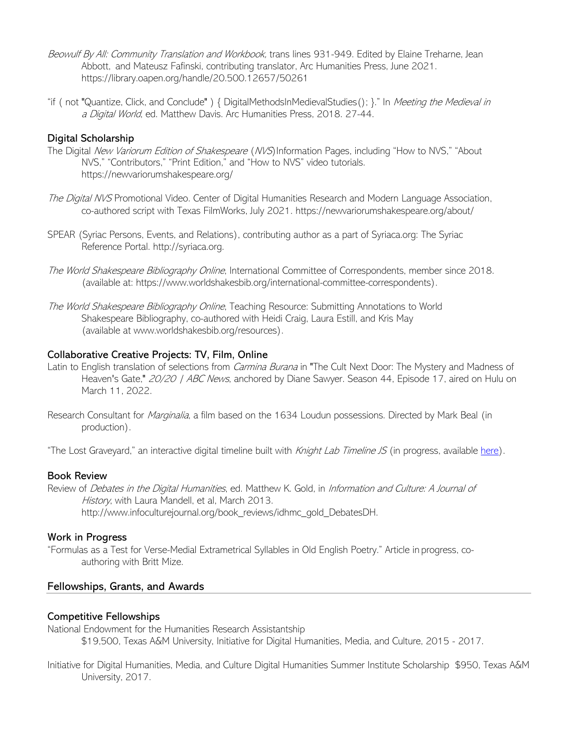*Beowulf By All: Community Translation and Workbook,* trans lines 931-949. Edited by Elaine Treharne, Jean Abbott, and Mateusz Fafinski, contributing translator, Arc Humanities Press, June 2021. https://library.oapen.org/handle/20.500.12657/50261

"if ( not "Quantize, Click, and Conclude" ) { DigitalMethodsInMedievalStudies(); }." In *Meeting the Medieval in a Digital World*, ed. Matthew Davis. Arc Humanities Press, 2018. 27-44.

### Digital Scholarship

The Digital *New Variorum Edition of Shakespeare* (*NVS*) Information Pages, including "How to NVS," "About NVS," "Contributors," "Print Edition," and "How to NVS" video tutorials. https://newvariorumshakespeare.org/

*The Digital NVS* Promotional Video. Center of Digital Humanities Research and Modern Language Association, co-authored script with Texas FilmWorks, July 2021. https://newvariorumshakespeare.org/about/

SPEAR (Syriac Persons, Events, and Relations), contributing author as a part of Syriaca.org: The Syriac Reference Portal. http://syriaca.org.

*The World Shakespeare Bibliography Online*, International Committee of Correspondents, member since 2018. (available at: https://www.worldshakesbib.org/international-committee-correspondents).

*The World Shakespeare Bibliography Online*, Teaching Resource: Submitting Annotations to World Shakespeare Bibliography, co-authored with Heidi Craig, Laura Estill, and Kris May (available at www.worldshakesbib.org/resources).

### Collaborative Creative Projects: TV, Film, Online

Latin to English translation of selections from *Carmina Burana* in "The Cult Next Door: The Mystery and Madness of Heaven's Gate," *20/20 | ABC News*, anchored by Diane Sawyer. Season 44, Episode 17, aired on Hulu on March 11, 2022.

Research Consultant for *Marginalia*, a film based on the 1634 Loudun possessions. Directed by Mark Beal (in production).

"The Lost Graveyard," an interactive digital timeline built with *Knight Lab Timeline JS* (in progress, available here).

### Book Review

Review of *Debates in the Digital Humanities*, ed. Matthew K. Gold, in *Information and Culture: A Journal of History*, with Laura Mandell, et al, March 2013. http://www.infoculturejournal.org/book_reviews/idhmc_gold_DebatesDH.

### Work in Progress

"Formulas as a Test for Verse-Medial Extrametrical Syllables in Old English Poetry." Article in progress, co-authoring with Britt Mize.

## Fellowships, Grants, and Awards

### Competitive Fellowships

National Endowment for the Humanities Research Assistantship
$19,500, Texas A&M University, Initiative for Digital Humanities, Media, and Culture, 2015 - 2017.

Initiative for Digital Humanities, Media, and Culture Digital Humanities Summer Institute Scholarship $950, Texas A&M University, 2017.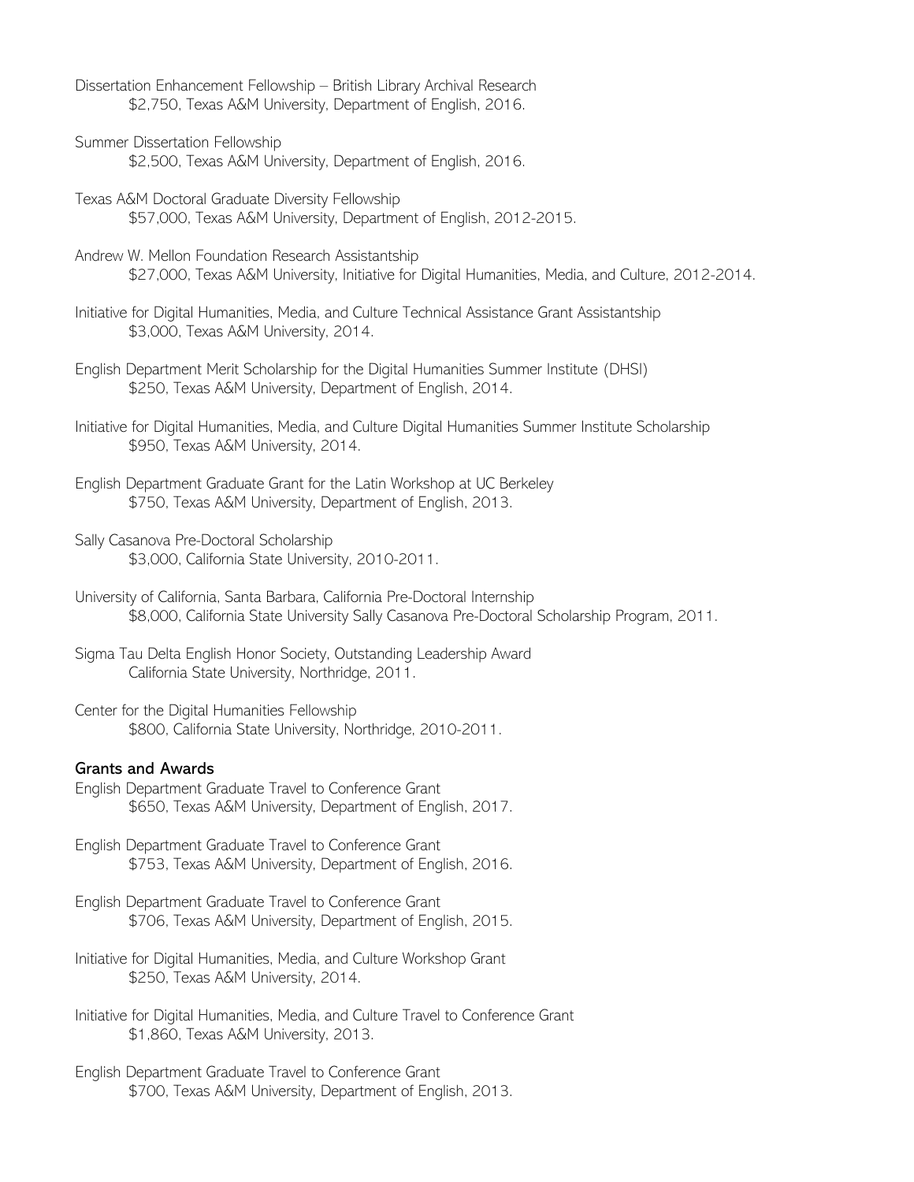Dissertation Enhancement Fellowship – British Library Archival Research
    $2,750, Texas A&M University, Department of English, 2016.

Summer Dissertation Fellowship
    $2,500, Texas A&M University, Department of English, 2016.

Texas A&M Doctoral Graduate Diversity Fellowship
    $57,000, Texas A&M University, Department of English, 2012-2015.

Andrew W. Mellon Foundation Research Assistantship
    $27,000, Texas A&M University, Initiative for Digital Humanities, Media, and Culture, 2012-2014.

Initiative for Digital Humanities, Media, and Culture Technical Assistance Grant Assistantship
    $3,000, Texas A&M University, 2014.

English Department Merit Scholarship for the Digital Humanities Summer Institute (DHSI)
    $250, Texas A&M University, Department of English, 2014.

Initiative for Digital Humanities, Media, and Culture Digital Humanities Summer Institute Scholarship
    $950, Texas A&M University, 2014.

English Department Graduate Grant for the Latin Workshop at UC Berkeley
    $750, Texas A&M University, Department of English, 2013.

Sally Casanova Pre-Doctoral Scholarship
    $3,000, California State University, 2010-2011.

University of California, Santa Barbara, California Pre-Doctoral Internship
    $8,000, California State University Sally Casanova Pre-Doctoral Scholarship Program, 2011.

Sigma Tau Delta English Honor Society, Outstanding Leadership Award
    California State University, Northridge, 2011.

Center for the Digital Humanities Fellowship
    $800, California State University, Northridge, 2010-2011.

**Grants and Awards**

English Department Graduate Travel to Conference Grant
    $650, Texas A&M University, Department of English, 2017.

English Department Graduate Travel to Conference Grant
    $753, Texas A&M University, Department of English, 2016.

English Department Graduate Travel to Conference Grant
    $706, Texas A&M University, Department of English, 2015.

Initiative for Digital Humanities, Media, and Culture Workshop Grant
    $250, Texas A&M University, 2014.

Initiative for Digital Humanities, Media, and Culture Travel to Conference Grant
    $1,860, Texas A&M University, 2013.

English Department Graduate Travel to Conference Grant
    $700, Texas A&M University, Department of English, 2013.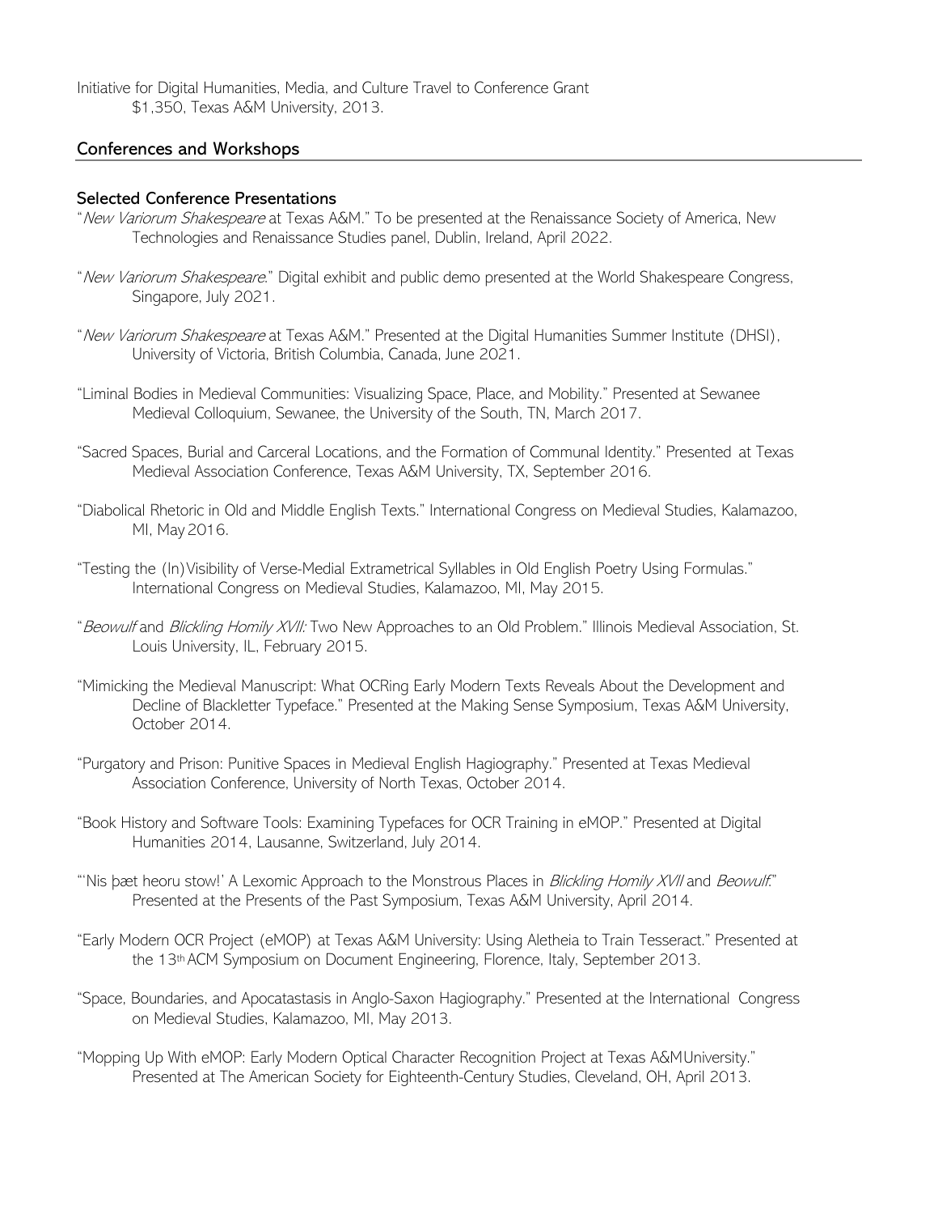Initiative for Digital Humanities, Media, and Culture Travel to Conference Grant
$1,350, Texas A&M University, 2013.

## Conferences and Workshops

### Selected Conference Presentations

"*New Variorum Shakespeare* at Texas A&M." To be presented at the Renaissance Society of America, New Technologies and Renaissance Studies panel, Dublin, Ireland, April 2022.

"*New Variorum Shakespeare*." Digital exhibit and public demo presented at the World Shakespeare Congress, Singapore, July 2021.

"*New Variorum Shakespeare* at Texas A&M." Presented at the Digital Humanities Summer Institute (DHSI), University of Victoria, British Columbia, Canada, June 2021.

"Liminal Bodies in Medieval Communities: Visualizing Space, Place, and Mobility." Presented at Sewanee Medieval Colloquium, Sewanee, the University of the South, TN, March 2017.

"Sacred Spaces, Burial and Carceral Locations, and the Formation of Communal Identity." Presented at Texas Medieval Association Conference, Texas A&M University, TX, September 2016.

"Diabolical Rhetoric in Old and Middle English Texts." International Congress on Medieval Studies, Kalamazoo, MI, May 2016.

"Testing the (In)Visibility of Verse-Medial Extrametrical Syllables in Old English Poetry Using Formulas." International Congress on Medieval Studies, Kalamazoo, MI, May 2015.

"*Beowulf* and *Blickling Homily XVII:* Two New Approaches to an Old Problem." Illinois Medieval Association, St. Louis University, IL, February 2015.

"Mimicking the Medieval Manuscript: What OCRing Early Modern Texts Reveals About the Development and Decline of Blackletter Typeface." Presented at the Making Sense Symposium, Texas A&M University, October 2014.

"Purgatory and Prison: Punitive Spaces in Medieval English Hagiography." Presented at Texas Medieval Association Conference, University of North Texas, October 2014.

"Book History and Software Tools: Examining Typefaces for OCR Training in eMOP." Presented at Digital Humanities 2014, Lausanne, Switzerland, July 2014.

"'Nis þæt heoru stow!' A Lexomic Approach to the Monstrous Places in *Blickling Homily XVII* and *Beowulf*." Presented at the Presents of the Past Symposium, Texas A&M University, April 2014.

"Early Modern OCR Project (eMOP) at Texas A&M University: Using Aletheia to Train Tesseract." Presented at the 13th ACM Symposium on Document Engineering, Florence, Italy, September 2013.

"Space, Boundaries, and Apocatastasis in Anglo-Saxon Hagiography." Presented at the International Congress on Medieval Studies, Kalamazoo, MI, May 2013.

"Mopping Up With eMOP: Early Modern Optical Character Recognition Project at Texas A&M University." Presented at The American Society for Eighteenth-Century Studies, Cleveland, OH, April 2013.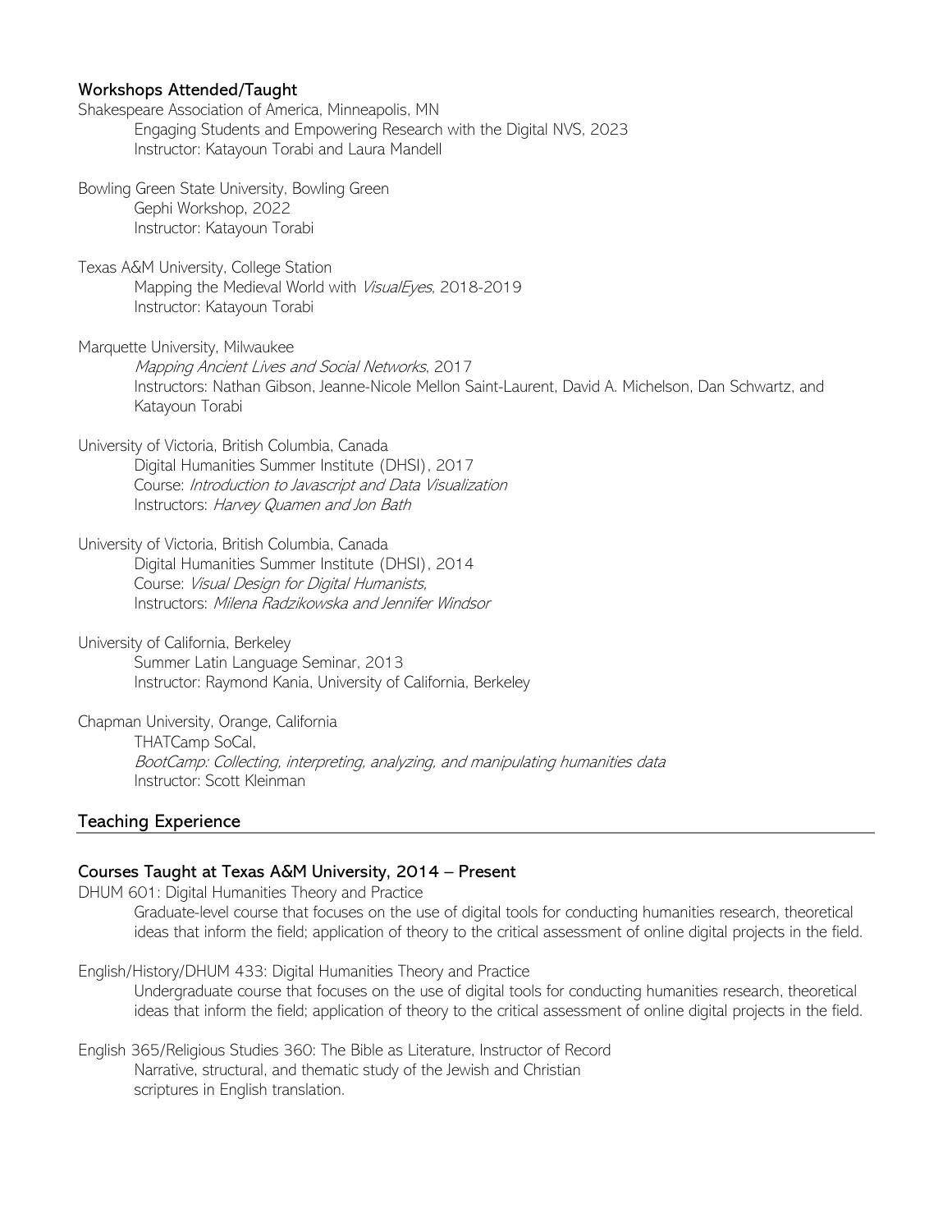### Workshops Attended/Taught

Shakespeare Association of America, Minneapolis, MN
Engaging Students and Empowering Research with the Digital NVS, 2023
Instructor: Katayoun Torabi and Laura Mandell

Bowling Green State University, Bowling Green
Gephi Workshop, 2022
Instructor: Katayoun Torabi

Texas A&M University, College Station
Mapping the Medieval World with *VisualEyes*, 2018-2019
Instructor: Katayoun Torabi

Marquette University, Milwaukee
*Mapping Ancient Lives and Social Networks*, 2017
Instructors: Nathan Gibson, Jeanne-Nicole Mellon Saint-Laurent, David A. Michelson, Dan Schwartz, and Katayoun Torabi

University of Victoria, British Columbia, Canada
Digital Humanities Summer Institute (DHSI), 2017
Course: *Introduction to Javascript and Data Visualization*
Instructors: *Harvey Quamen and Jon Bath*

University of Victoria, British Columbia, Canada
Digital Humanities Summer Institute (DHSI), 2014
Course: *Visual Design for Digital Humanists,*
Instructors: *Milena Radzikowska and Jennifer Windsor*

University of California, Berkeley
Summer Latin Language Seminar, 2013
Instructor: Raymond Kania, University of California, Berkeley

Chapman University, Orange, California
THATCamp SoCal,
*BootCamp: Collecting, interpreting, analyzing, and manipulating humanities data*
Instructor: Scott Kleinman

## Teaching Experience

### Courses Taught at Texas A&M University, 2014 – Present

DHUM 601: Digital Humanities Theory and Practice
Graduate-level course that focuses on the use of digital tools for conducting humanities research, theoretical ideas that inform the field; application of theory to the critical assessment of online digital projects in the field.

English/History/DHUM 433: Digital Humanities Theory and Practice
Undergraduate course that focuses on the use of digital tools for conducting humanities research, theoretical ideas that inform the field; application of theory to the critical assessment of online digital projects in the field.

English 365/Religious Studies 360: The Bible as Literature, Instructor of Record
Narrative, structural, and thematic study of the Jewish and Christian scriptures in English translation.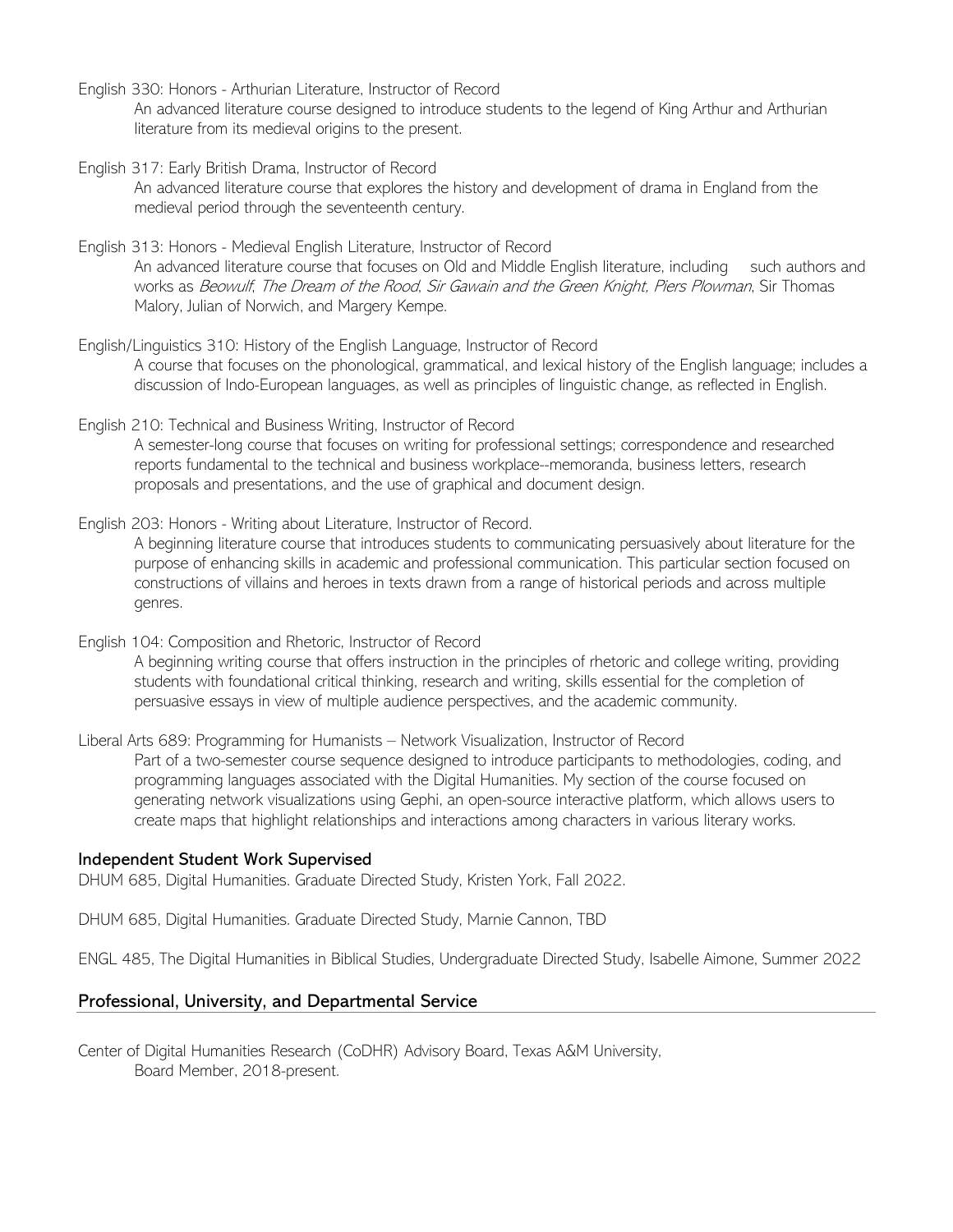English 330: Honors - Arthurian Literature, Instructor of Record

An advanced literature course designed to introduce students to the legend of King Arthur and Arthurian literature from its medieval origins to the present.

English 317: Early British Drama, Instructor of Record

An advanced literature course that explores the history and development of drama in England from the medieval period through the seventeenth century.

English 313: Honors - Medieval English Literature, Instructor of Record

An advanced literature course that focuses on Old and Middle English literature, including such authors and works as *Beowulf*, *The Dream of the Rood*, *Sir Gawain and the Green Knight*, *Piers Plowman*, Sir Thomas Malory, Julian of Norwich, and Margery Kempe.

English/Linguistics 310: History of the English Language, Instructor of Record

A course that focuses on the phonological, grammatical, and lexical history of the English language; includes a discussion of Indo-European languages, as well as principles of linguistic change, as reflected in English.

English 210: Technical and Business Writing, Instructor of Record

A semester-long course that focuses on writing for professional settings; correspondence and researched reports fundamental to the technical and business workplace--memoranda, business letters, research proposals and presentations, and the use of graphical and document design.

English 203: Honors - Writing about Literature, Instructor of Record.

A beginning literature course that introduces students to communicating persuasively about literature for the purpose of enhancing skills in academic and professional communication. This particular section focused on constructions of villains and heroes in texts drawn from a range of historical periods and across multiple genres.

English 104: Composition and Rhetoric, Instructor of Record

A beginning writing course that offers instruction in the principles of rhetoric and college writing, providing students with foundational critical thinking, research and writing, skills essential for the completion of persuasive essays in view of multiple audience perspectives, and the academic community.

Liberal Arts 689: Programming for Humanists – Network Visualization, Instructor of Record

Part of a two-semester course sequence designed to introduce participants to methodologies, coding, and programming languages associated with the Digital Humanities. My section of the course focused on generating network visualizations using Gephi, an open-source interactive platform, which allows users to create maps that highlight relationships and interactions among characters in various literary works.

### Independent Student Work Supervised

DHUM 685, Digital Humanities. Graduate Directed Study, Kristen York, Fall 2022.

DHUM 685, Digital Humanities. Graduate Directed Study, Marnie Cannon, TBD

ENGL 485, The Digital Humanities in Biblical Studies, Undergraduate Directed Study, Isabelle Aimone, Summer 2022

## Professional, University, and Departmental Service

Center of Digital Humanities Research (CoDHR) Advisory Board, Texas A&M University,
Board Member, 2018-present.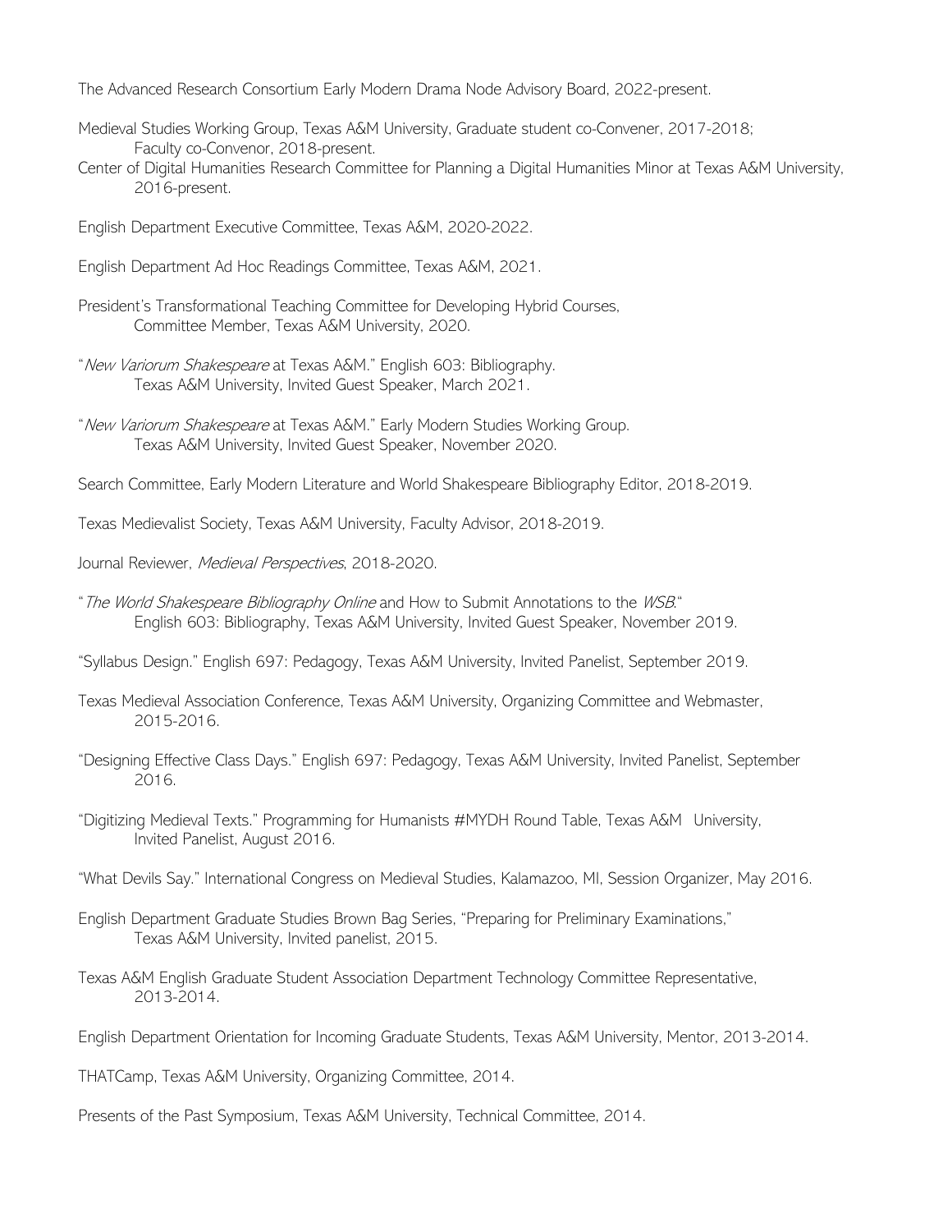The Advanced Research Consortium Early Modern Drama Node Advisory Board, 2022-present.

Medieval Studies Working Group, Texas A&M University, Graduate student co-Convener, 2017-2018; Faculty co-Convenor, 2018-present.

Center of Digital Humanities Research Committee for Planning a Digital Humanities Minor at Texas A&M University, 2016-present.

English Department Executive Committee, Texas A&M, 2020-2022.

English Department Ad Hoc Readings Committee, Texas A&M, 2021.

President's Transformational Teaching Committee for Developing Hybrid Courses, Committee Member, Texas A&M University, 2020.

"*New Variorum Shakespeare* at Texas A&M." English 603: Bibliography. Texas A&M University, Invited Guest Speaker, March 2021.

"*New Variorum Shakespeare* at Texas A&M." Early Modern Studies Working Group. Texas A&M University, Invited Guest Speaker, November 2020.

Search Committee, Early Modern Literature and World Shakespeare Bibliography Editor, 2018-2019.

Texas Medievalist Society, Texas A&M University, Faculty Advisor, 2018-2019.

Journal Reviewer, *Medieval Perspectives*, 2018-2020.

"*The World Shakespeare Bibliography Online* and How to Submit Annotations to the *WSB*." English 603: Bibliography, Texas A&M University, Invited Guest Speaker, November 2019.

"Syllabus Design." English 697: Pedagogy, Texas A&M University, Invited Panelist, September 2019.

Texas Medieval Association Conference, Texas A&M University, Organizing Committee and Webmaster, 2015-2016.

"Designing Effective Class Days." English 697: Pedagogy, Texas A&M University, Invited Panelist, September 2016.

"Digitizing Medieval Texts." Programming for Humanists #MYDH Round Table, Texas A&M University, Invited Panelist, August 2016.

"What Devils Say." International Congress on Medieval Studies, Kalamazoo, MI, Session Organizer, May 2016.

English Department Graduate Studies Brown Bag Series, "Preparing for Preliminary Examinations," Texas A&M University, Invited panelist, 2015.

Texas A&M English Graduate Student Association Department Technology Committee Representative, 2013-2014.

English Department Orientation for Incoming Graduate Students, Texas A&M University, Mentor, 2013-2014.

THATCamp, Texas A&M University, Organizing Committee, 2014.

Presents of the Past Symposium, Texas A&M University, Technical Committee, 2014.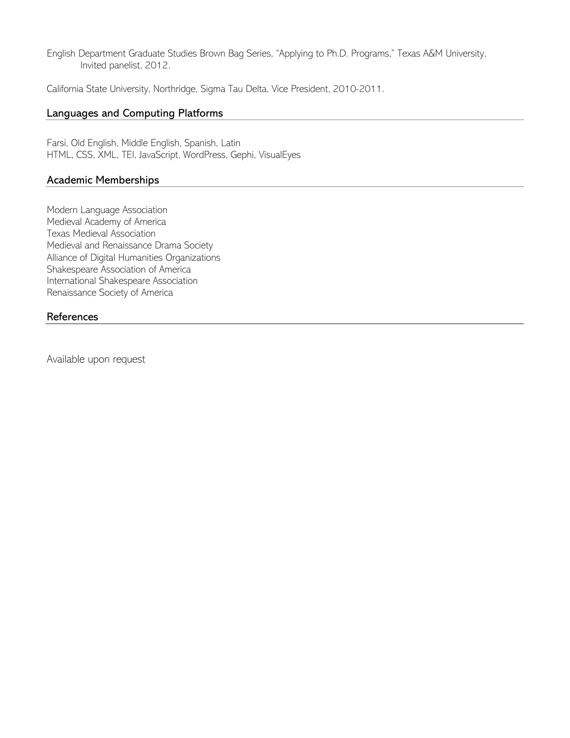English Department Graduate Studies Brown Bag Series, "Applying to Ph.D. Programs," Texas A&M University, Invited panelist, 2012.

California State University, Northridge, Sigma Tau Delta, Vice President, 2010-2011.

## Languages and Computing Platforms

Farsi, Old English, Middle English, Spanish, Latin
HTML, CSS, XML, TEI, JavaScript, WordPress, Gephi, VisualEyes

## Academic Memberships

Modern Language Association
Medieval Academy of America
Texas Medieval Association
Medieval and Renaissance Drama Society
Alliance of Digital Humanities Organizations
Shakespeare Association of America
International Shakespeare Association
Renaissance Society of America

## References

Available upon request